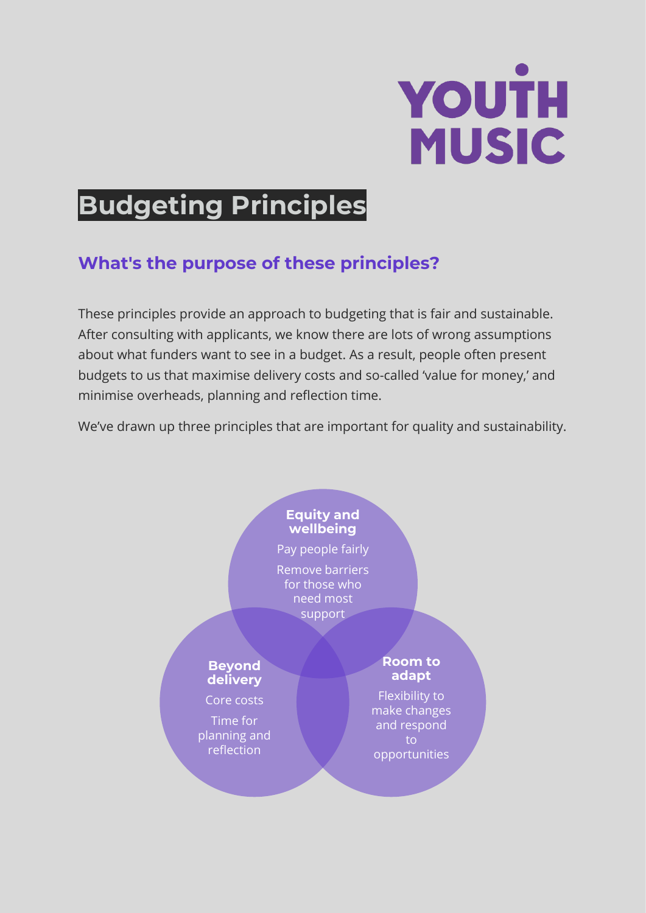YOUTH MUSIC

# Budgeting Principles

## What's the purpose of these principles?

These principles provide an approach to budgeting that is fair and sustainable. After consulting with applicants, we know there are lots of wrong assumptions about what funders want to see in a budget. As a result, people often present budgets to us that maximise delivery costs and so-called 'value for money,' and minimise overheads, planning and reflection time.

We've drawn up three principles that are important for quality and sustainability.

**Equity and wellbeing**

Pay people fairly

Remove barriers for those who need most support

**Beyond delivery**

Core costs

Time for planning and reflection

**Room to adapt**

Flexibility to make changes and respond to opportunities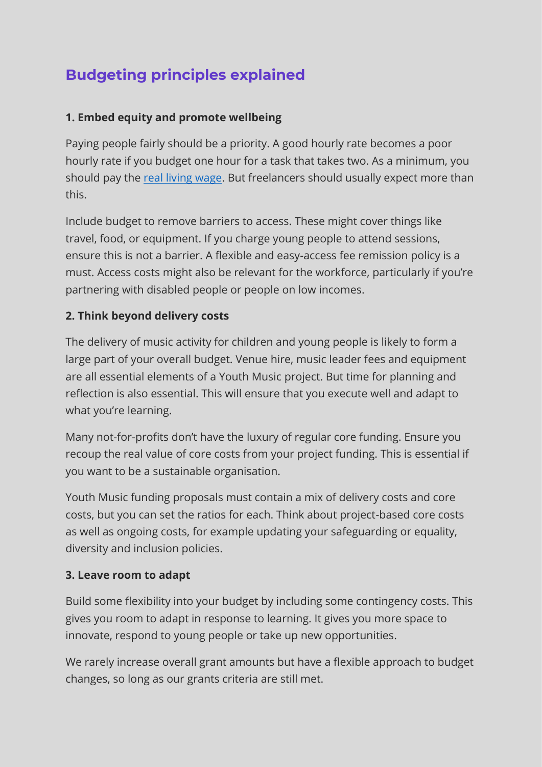## Budgeting principles explained

**1. Embed equity and promote wellbeing**

Paying people fairly should be a priority. A good hourly rate becomes a poor hourly rate if you budget one hour for a task that takes two. As a minimum, you should pay the [real living wage](). But freelancers should usually expect more than this.

Include budget to remove barriers to access. These might cover things like travel, food, or equipment. If you charge young people to attend sessions, ensure this is not a barrier. A flexible and easy-access fee remission policy is a must. Access costs might also be relevant for the workforce, particularly if you're partnering with disabled people or people on low incomes.

**2. Think beyond delivery costs**

The delivery of music activity for children and young people is likely to form a large part of your overall budget. Venue hire, music leader fees and equipment are all essential elements of a Youth Music project. But time for planning and reflection is also essential. This will ensure that you execute well and adapt to what you're learning.

Many not-for-profits don't have the luxury of regular core funding. Ensure you recoup the real value of core costs from your project funding. This is essential if you want to be a sustainable organisation.

Youth Music funding proposals must contain a mix of delivery costs and core costs, but you can set the ratios for each. Think about project-based core costs as well as ongoing costs, for example updating your safeguarding or equality, diversity and inclusion policies.

**3. Leave room to adapt**

Build some flexibility into your budget by including some contingency costs. This gives you room to adapt in response to learning. It gives you more space to innovate, respond to young people or take up new opportunities.

We rarely increase overall grant amounts but have a flexible approach to budget changes, so long as our grants criteria are still met.